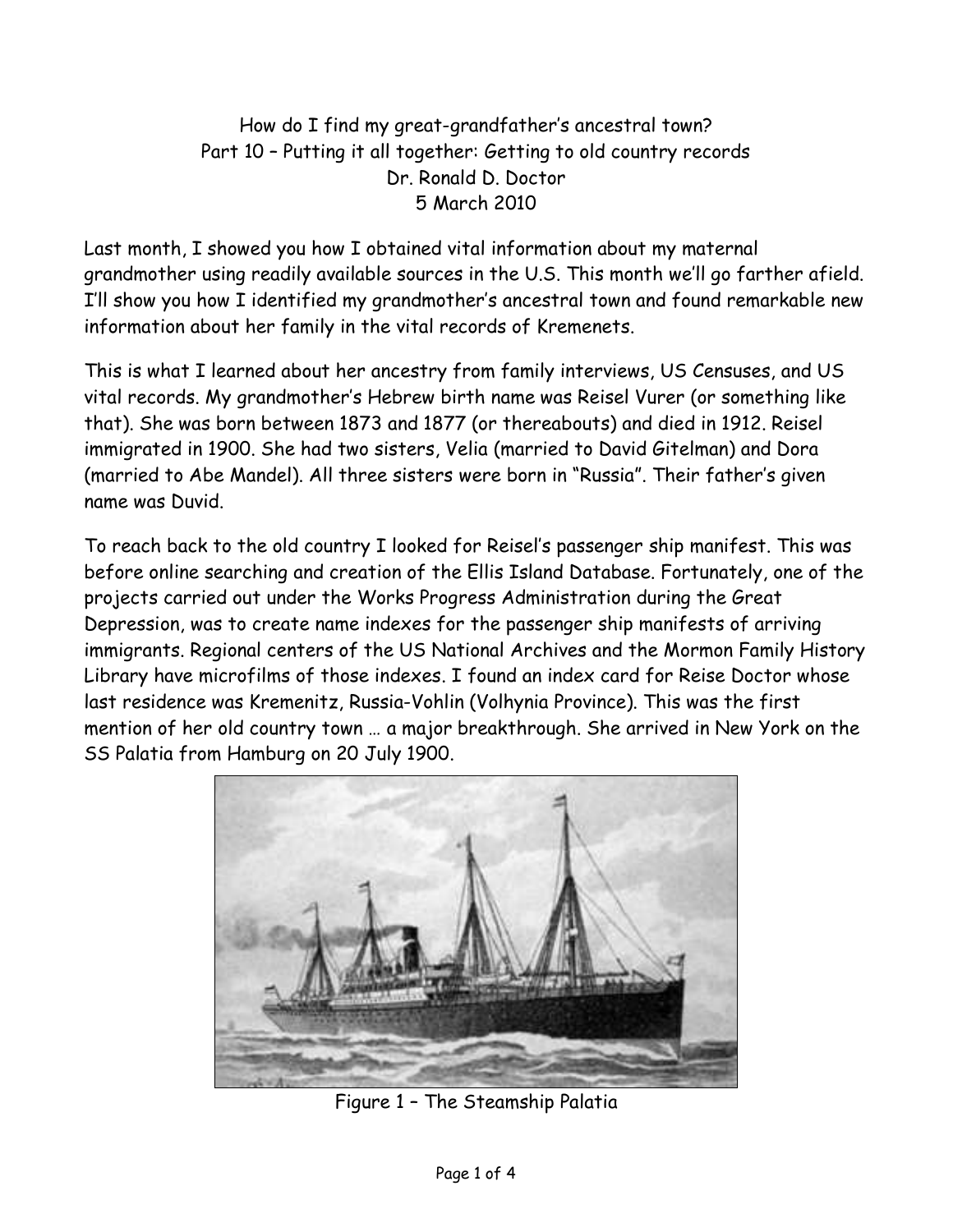How do I find my great-grandfather's ancestral town?
Part 10 – Putting it all together: Getting to old country records
Dr. Ronald D. Doctor
5 March 2010

Last month, I showed you how I obtained vital information about my maternal grandmother using readily available sources in the U.S. This month we'll go farther afield. I'll show you how I identified my grandmother's ancestral town and found remarkable new information about her family in the vital records of Kremenets.

This is what I learned about her ancestry from family interviews, US Censuses, and US vital records. My grandmother's Hebrew birth name was Reisel Vurer (or something like that). She was born between 1873 and 1877 (or thereabouts) and died in 1912. Reisel immigrated in 1900. She had two sisters, Velia (married to David Gitelman) and Dora (married to Abe Mandel). All three sisters were born in "Russia". Their father's given name was Duvid.

To reach back to the old country I looked for Reisel's passenger ship manifest. This was before online searching and creation of the Ellis Island Database. Fortunately, one of the projects carried out under the Works Progress Administration during the Great Depression, was to create name indexes for the passenger ship manifests of arriving immigrants. Regional centers of the US National Archives and the Mormon Family History Library have microfilms of those indexes. I found an index card for Reise Doctor whose last residence was Kremenitz, Russia-Vohlin (Volhynia Province). This was the first mention of her old country town … a major breakthrough. She arrived in New York on the SS Palatia from Hamburg on 20 July 1900.

Figure 1 – The Steamship Palatia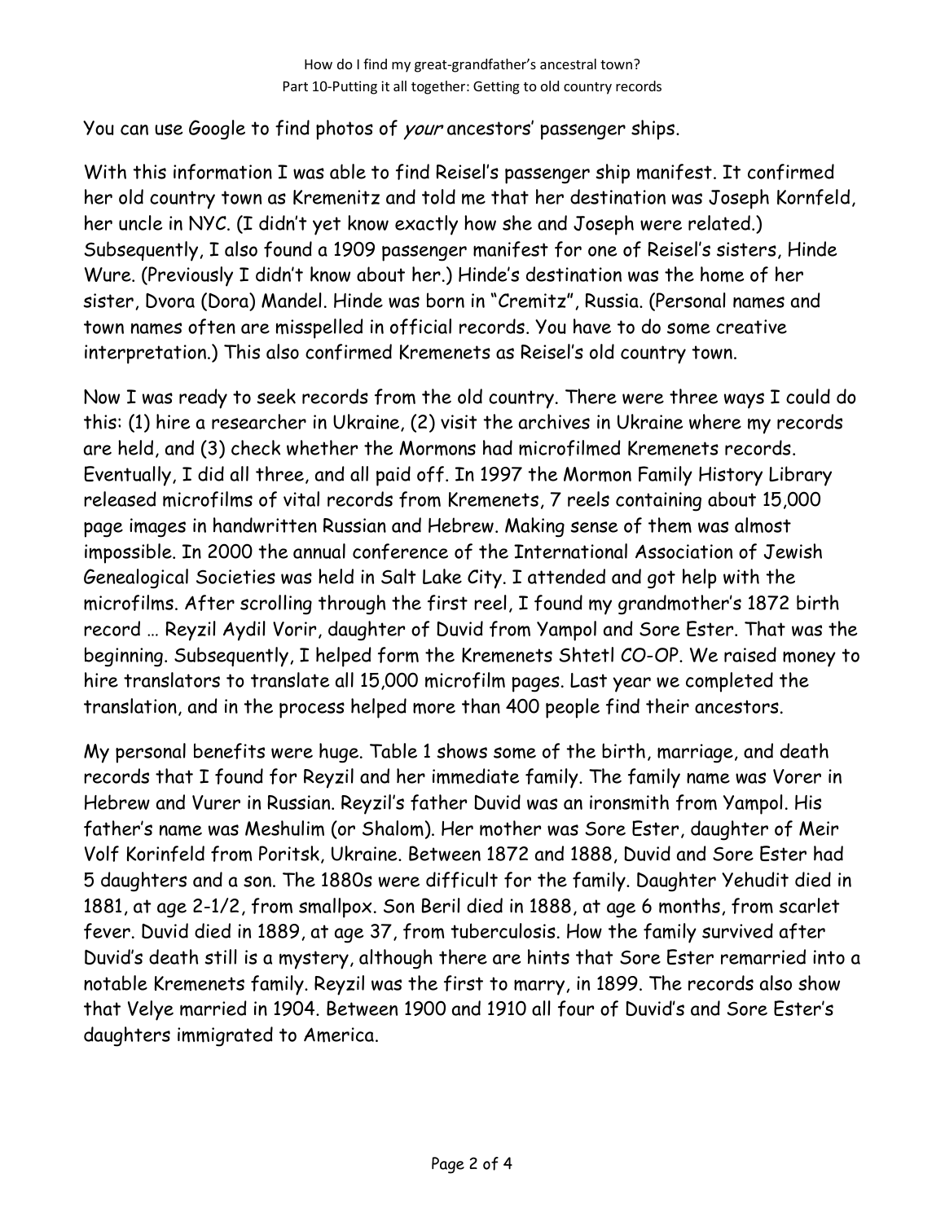You can use Google to find photos of *your* ancestors' passenger ships.

With this information I was able to find Reisel's passenger ship manifest. It confirmed her old country town as Kremenitz and told me that her destination was Joseph Kornfeld, her uncle in NYC. (I didn't yet know exactly how she and Joseph were related.) Subsequently, I also found a 1909 passenger manifest for one of Reisel's sisters, Hinde Wure. (Previously I didn't know about her.) Hinde's destination was the home of her sister, Dvora (Dora) Mandel. Hinde was born in "Cremitz", Russia. (Personal names and town names often are misspelled in official records. You have to do some creative interpretation.) This also confirmed Kremenets as Reisel's old country town.

Now I was ready to seek records from the old country. There were three ways I could do this: (1) hire a researcher in Ukraine, (2) visit the archives in Ukraine where my records are held, and (3) check whether the Mormons had microfilmed Kremenets records. Eventually, I did all three, and all paid off. In 1997 the Mormon Family History Library released microfilms of vital records from Kremenets, 7 reels containing about 15,000 page images in handwritten Russian and Hebrew. Making sense of them was almost impossible. In 2000 the annual conference of the International Association of Jewish Genealogical Societies was held in Salt Lake City. I attended and got help with the microfilms. After scrolling through the first reel, I found my grandmother's 1872 birth record … Reyzil Aydil Vorir, daughter of Duvid from Yampol and Sore Ester. That was the beginning. Subsequently, I helped form the Kremenets Shtetl CO-OP. We raised money to hire translators to translate all 15,000 microfilm pages. Last year we completed the translation, and in the process helped more than 400 people find their ancestors.

My personal benefits were huge. Table 1 shows some of the birth, marriage, and death records that I found for Reyzil and her immediate family. The family name was Vorer in Hebrew and Vurer in Russian. Reyzil's father Duvid was an ironsmith from Yampol. His father's name was Meshulim (or Shalom). Her mother was Sore Ester, daughter of Meir Volf Korinfeld from Poritsk, Ukraine. Between 1872 and 1888, Duvid and Sore Ester had 5 daughters and a son. The 1880s were difficult for the family. Daughter Yehudit died in 1881, at age 2-1/2, from smallpox. Son Beril died in 1888, at age 6 months, from scarlet fever. Duvid died in 1889, at age 37, from tuberculosis. How the family survived after Duvid's death still is a mystery, although there are hints that Sore Ester remarried into a notable Kremenets family. Reyzil was the first to marry, in 1899. The records also show that Velye married in 1904. Between 1900 and 1910 all four of Duvid's and Sore Ester's daughters immigrated to America.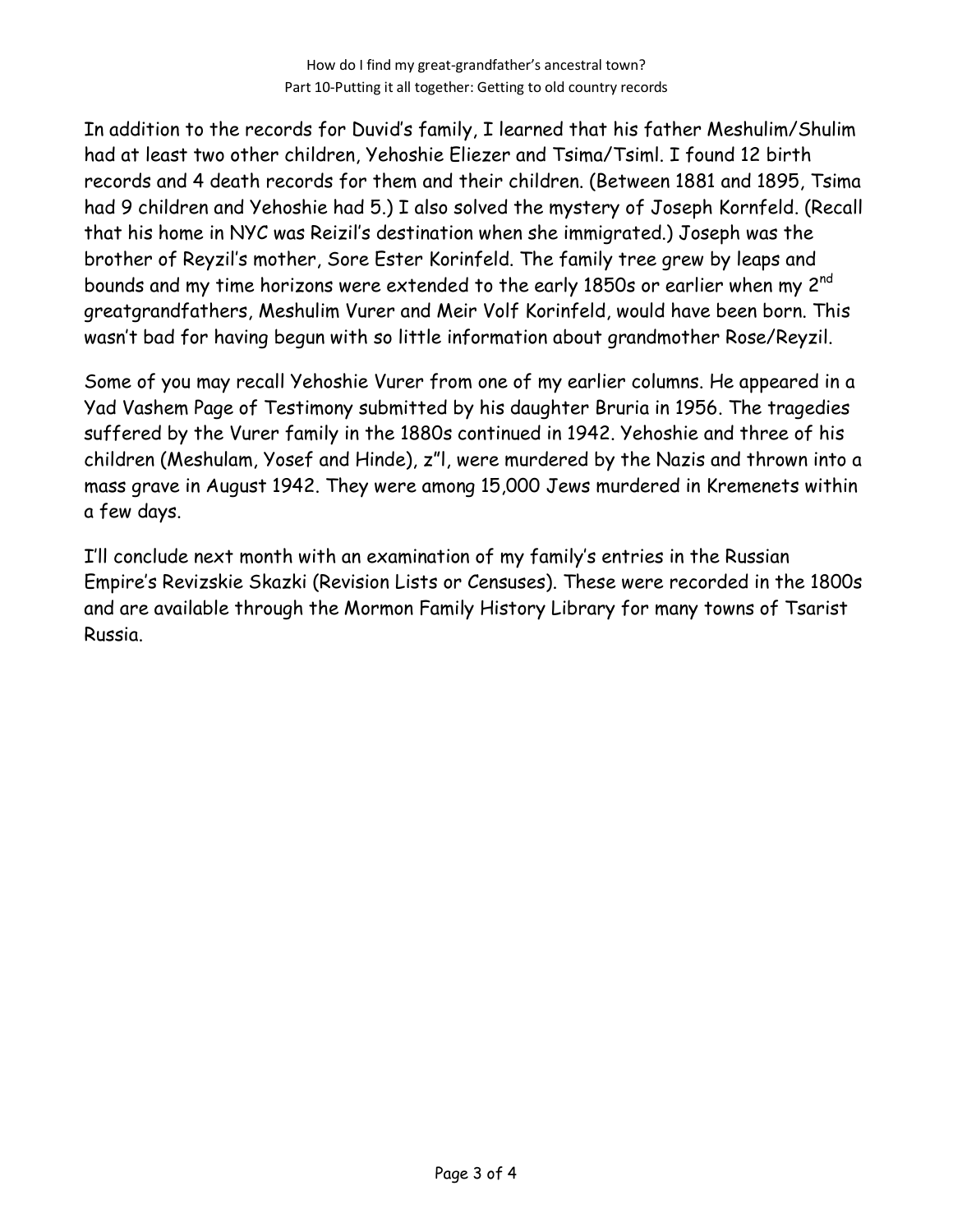In addition to the records for Duvid's family, I learned that his father Meshulim/Shulim had at least two other children, Yehoshie Eliezer and Tsima/Tsiml. I found 12 birth records and 4 death records for them and their children. (Between 1881 and 1895, Tsima had 9 children and Yehoshie had 5.) I also solved the mystery of Joseph Kornfeld. (Recall that his home in NYC was Reizil's destination when she immigrated.) Joseph was the brother of Reyzil's mother, Sore Ester Korinfeld. The family tree grew by leaps and bounds and my time horizons were extended to the early 1850s or earlier when my 2nd greatgrandfathers, Meshulim Vurer and Meir Volf Korinfeld, would have been born. This wasn't bad for having begun with so little information about grandmother Rose/Reyzil.

Some of you may recall Yehoshie Vurer from one of my earlier columns. He appeared in a Yad Vashem Page of Testimony submitted by his daughter Bruria in 1956. The tragedies suffered by the Vurer family in the 1880s continued in 1942. Yehoshie and three of his children (Meshulam, Yosef and Hinde), z"l, were murdered by the Nazis and thrown into a mass grave in August 1942. They were among 15,000 Jews murdered in Kremenets within a few days.

I'll conclude next month with an examination of my family's entries in the Russian Empire's Revizskie Skazki (Revision Lists or Censuses). These were recorded in the 1800s and are available through the Mormon Family History Library for many towns of Tsarist Russia.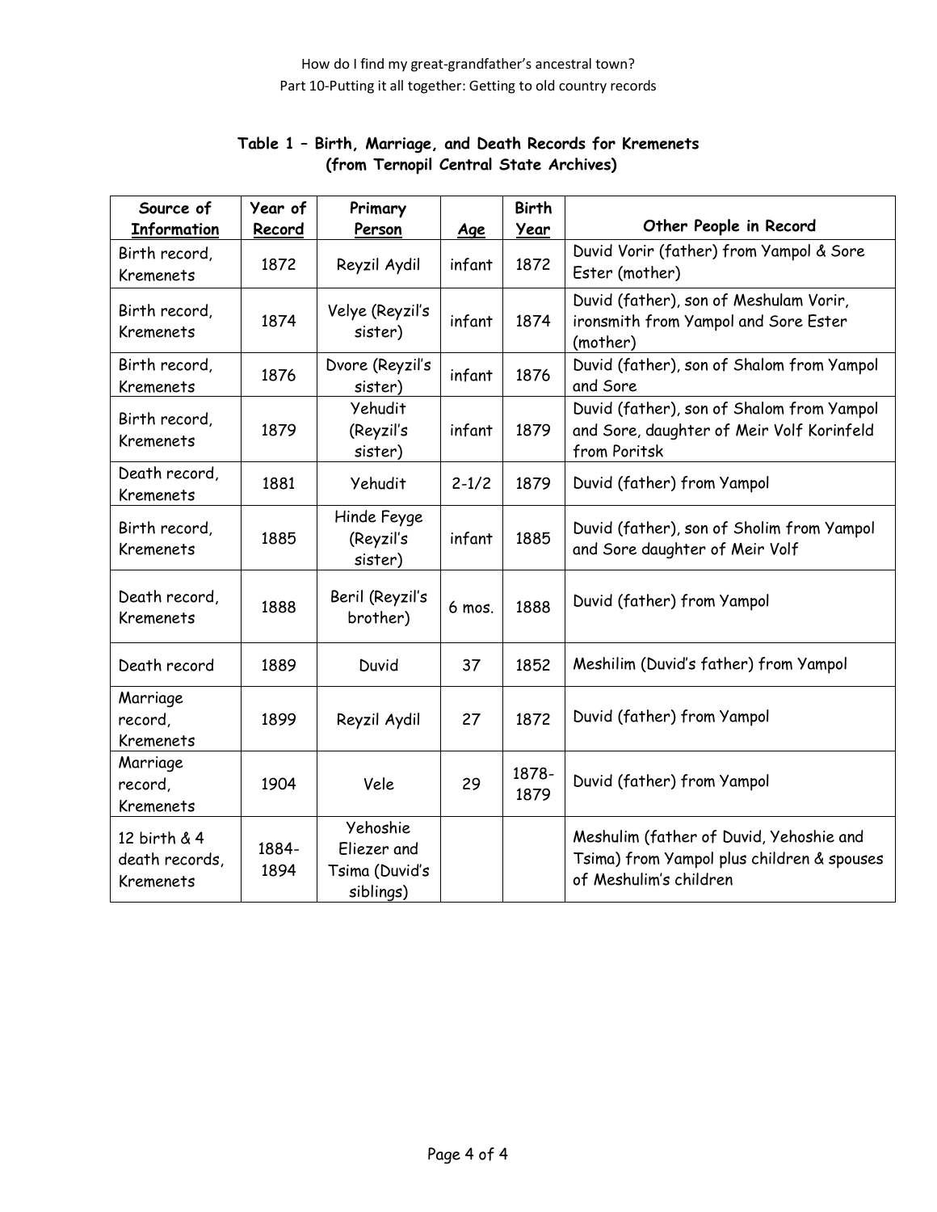**Table 1 – Birth, Marriage, and Death Records for Kremenets (from Ternopil Central State Archives)**

| Source of Information | Year of Record | Primary Person | Age | Birth Year | Other People in Record |
|---|---|---|---|---|---|
| Birth record, Kremenets | 1872 | Reyzil Aydil | infant | 1872 | Duvid Vorir (father) from Yampol & Sore Ester (mother) |
| Birth record, Kremenets | 1874 | Velye (Reyzil's sister) | infant | 1874 | Duvid (father), son of Meshulam Vorir, ironsmith from Yampol and Sore Ester (mother) |
| Birth record, Kremenets | 1876 | Dvore (Reyzil's sister) | infant | 1876 | Duvid (father), son of Shalom from Yampol and Sore |
| Birth record, Kremenets | 1879 | Yehudit (Reyzil's sister) | infant | 1879 | Duvid (father), son of Shalom from Yampol and Sore, daughter of Meir Volf Korinfeld from Poritsk |
| Death record, Kremenets | 1881 | Yehudit | 2-1/2 | 1879 | Duvid (father) from Yampol |
| Birth record, Kremenets | 1885 | Hinde Feyge (Reyzil's sister) | infant | 1885 | Duvid (father), son of Sholim from Yampol and Sore daughter of Meir Volf |
| Death record, Kremenets | 1888 | Beril (Reyzil's brother) | 6 mos. | 1888 | Duvid (father) from Yampol |
| Death record | 1889 | Duvid | 37 | 1852 | Meshilim (Duvid's father) from Yampol |
| Marriage record, Kremenets | 1899 | Reyzil Aydil | 27 | 1872 | Duvid (father) from Yampol |
| Marriage record, Kremenets | 1904 | Vele | 29 | 1878-1879 | Duvid (father) from Yampol |
| 12 birth & 4 death records, Kremenets | 1884-1894 | Yehoshie Eliezer and Tsima (Duvid's siblings) | | | Meshulim (father of Duvid, Yehoshie and Tsima) from Yampol plus children & spouses of Meshulim's children |